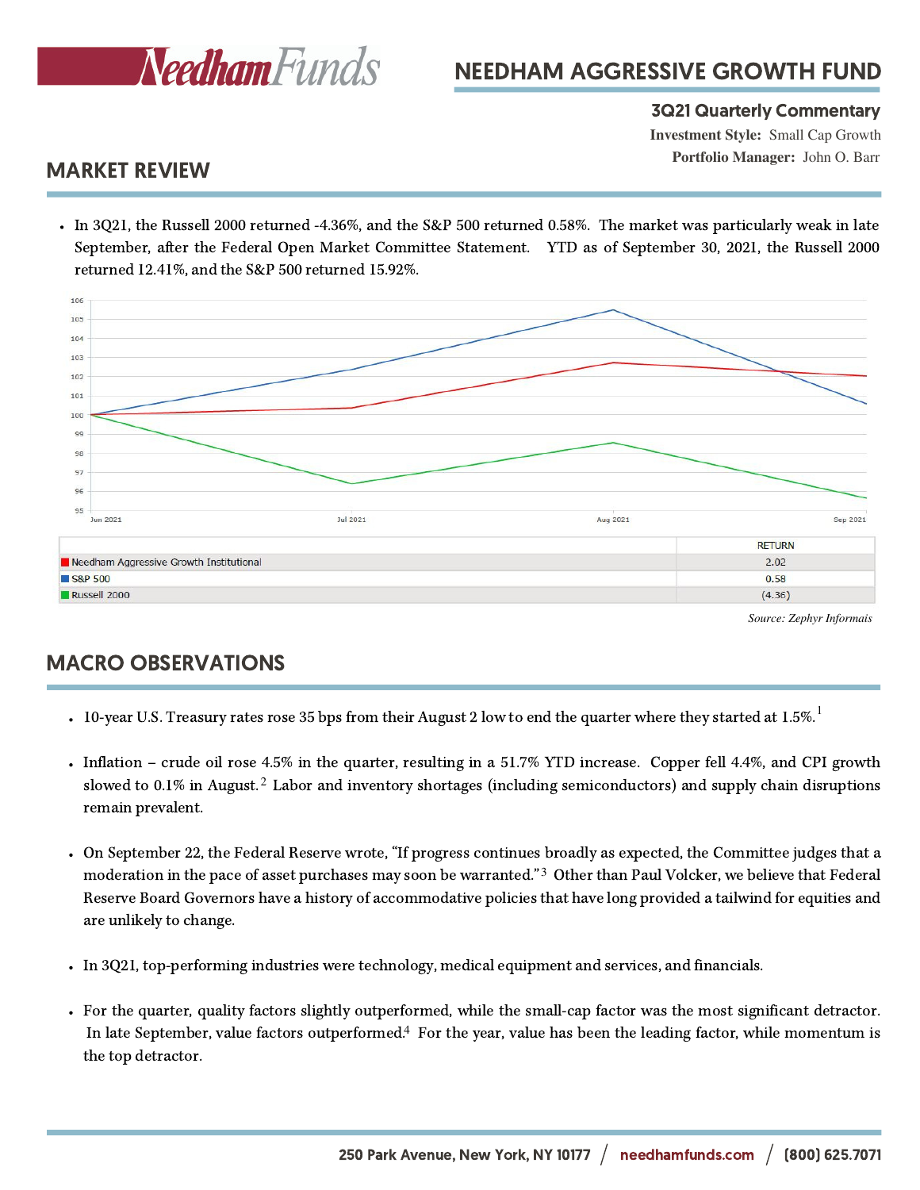# NEEDHAM AGGRESSIVE GROWTH FUND

**3Q21 Quarterly Commentary**

**Investment Style:** Small Cap Growth

**Portfolio Manager:** John O. Barr

## MARKET REVIEW

- In 3Q21, the Russell 2000 returned -4.36%, and the S&P 500 returned 0.58%. The market was particularly weak in late September, after the Federal Open Market Committee Statement. YTD as of September 30, 2021, the Russell 2000 returned 12.41%, and the S&P 500 returned 15.92%.

| | RETURN |
|---|---|
| Needham Aggressive Growth Institutional | 2.02 |
| S&P 500 | 0.58 |
| Russell 2000 | (4.36) |

*Source: Zephyr Informais*

## MACRO OBSERVATIONS

- 10-year U.S. Treasury rates rose 35 bps from their August 2 low to end the quarter where they started at 1.5%.[1]
- Inflation – crude oil rose 4.5% in the quarter, resulting in a 51.7% YTD increase. Copper fell 4.4%, and CPI growth slowed to 0.1% in August.[2] Labor and inventory shortages (including semiconductors) and supply chain disruptions remain prevalent.
- On September 22, the Federal Reserve wrote, "If progress continues broadly as expected, the Committee judges that a moderation in the pace of asset purchases may soon be warranted."[3] Other than Paul Volcker, we believe that Federal Reserve Board Governors have a history of accommodative policies that have long provided a tailwind for equities and are unlikely to change.
- In 3Q21, top-performing industries were technology, medical equipment and services, and financials.
- For the quarter, quality factors slightly outperformed, while the small-cap factor was the most significant detractor. In late September, value factors outperformed.[4] For the year, value has been the leading factor, while momentum is the top detractor.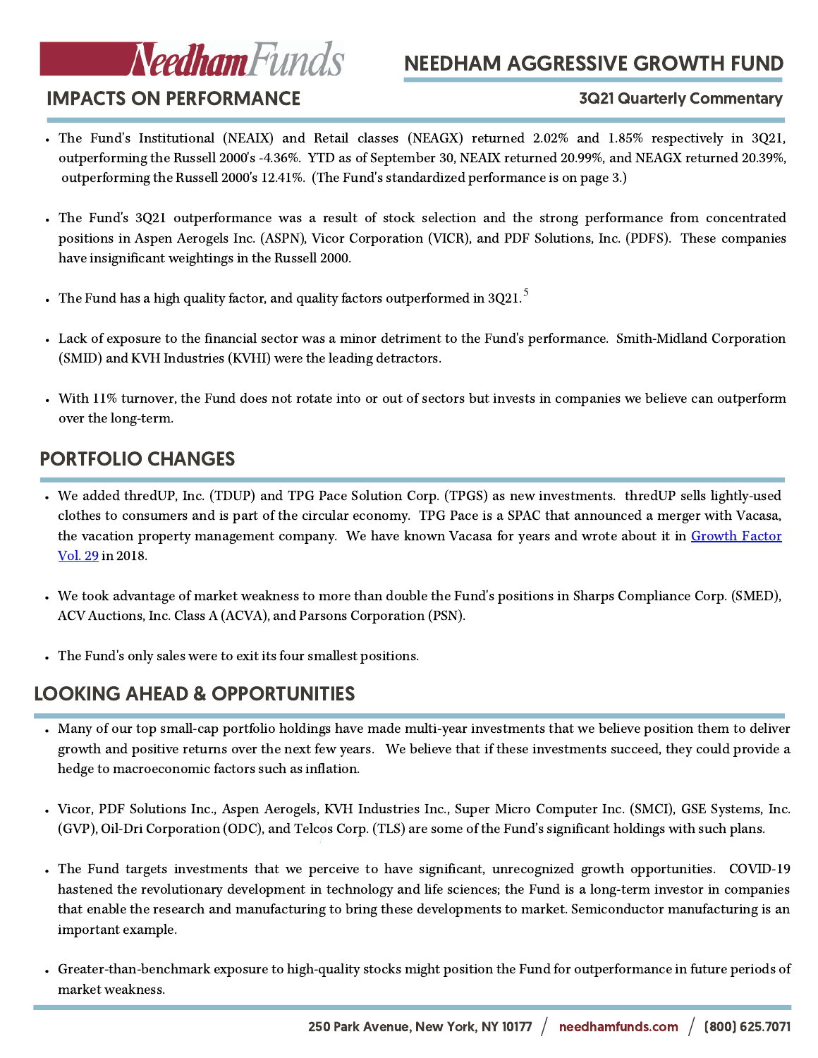# NEEDHAM AGGRESSIVE GROWTH FUND

## IMPACTS ON PERFORMANCE

**3Q21 Quarterly Commentary**

- The Fund's Institutional (NEAIX) and Retail classes (NEAGX) returned 2.02% and 1.85% respectively in 3Q21, outperforming the Russell 2000's -4.36%. YTD as of September 30, NEAIX returned 20.99%, and NEAGX returned 20.39%, outperforming the Russell 2000's 12.41%. (The Fund's standardized performance is on page 3.)
- The Fund's 3Q21 outperformance was a result of stock selection and the strong performance from concentrated positions in Aspen Aerogels Inc. (ASPN), Vicor Corporation (VICR), and PDF Solutions, Inc. (PDFS). These companies have insignificant weightings in the Russell 2000.
- The Fund has a high quality factor, and quality factors outperformed in 3Q21.[5]
- Lack of exposure to the financial sector was a minor detriment to the Fund's performance. Smith-Midland Corporation (SMID) and KVH Industries (KVHI) were the leading detractors.
- With 11% turnover, the Fund does not rotate into or out of sectors but invests in companies we believe can outperform over the long-term.

## PORTFOLIO CHANGES

- We added thredUP, Inc. (TDUP) and TPG Pace Solution Corp. (TPGS) as new investments. thredUP sells lightly-used clothes to consumers and is part of the circular economy. TPG Pace is a SPAC that announced a merger with Vacasa, the vacation property management company. We have known Vacasa for years and wrote about it in Growth Factor Vol. 29 in 2018.
- We took advantage of market weakness to more than double the Fund's positions in Sharps Compliance Corp. (SMED), ACV Auctions, Inc. Class A (ACVA), and Parsons Corporation (PSN).
- The Fund's only sales were to exit its four smallest positions.

## LOOKING AHEAD & OPPORTUNITIES

- Many of our top small-cap portfolio holdings have made multi-year investments that we believe position them to deliver growth and positive returns over the next few years. We believe that if these investments succeed, they could provide a hedge to macroeconomic factors such as inflation.
- Vicor, PDF Solutions Inc., Aspen Aerogels, KVH Industries Inc., Super Micro Computer Inc. (SMCI), GSE Systems, Inc. (GVP), Oil-Dri Corporation (ODC), and Telcos Corp. (TLS) are some of the Fund's significant holdings with such plans.
- The Fund targets investments that we perceive to have significant, unrecognized growth opportunities. COVID-19 hastened the revolutionary development in technology and life sciences; the Fund is a long-term investor in companies that enable the research and manufacturing to bring these developments to market. Semiconductor manufacturing is an important example.
- Greater-than-benchmark exposure to high-quality stocks might position the Fund for outperformance in future periods of market weakness.

250 Park Avenue, New York, NY 10177 / needhamfunds.com / (800) 625.7071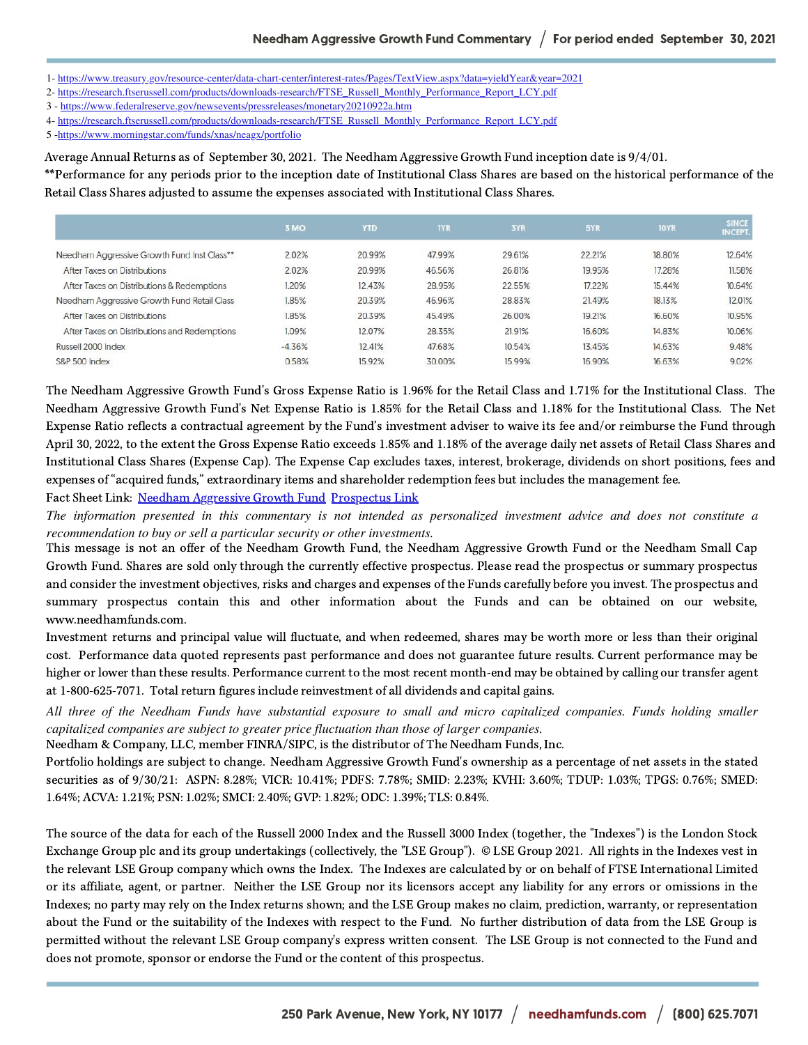1- https://www.treasury.gov/resource-center/data-chart-center/interest-rates/Pages/TextView.aspx?data=yieldYear&year=2021
2- https://research.ftserussell.com/products/downloads-research/FTSE_Russell_Monthly_Performance_Report_LCY.pdf
3 - https://www.federalreserve.gov/newsevents/pressreleases/monetary20210922a.htm
4- https://research.ftserussell.com/products/downloads-research/FTSE_Russell_Monthly_Performance_Report_LCY.pdf
5 -https://www.morningstar.com/funds/xnas/neagx/portfolio

Average Annual Returns as of September 30, 2021. The Needham Aggressive Growth Fund inception date is 9/4/01.
**Performance for any periods prior to the inception date of Institutional Class Shares are based on the historical performance of the Retail Class Shares adjusted to assume the expenses associated with Institutional Class Shares.

| | 3 MO | YTD | 1YR | 3YR | 5YR | 10YR | SINCE INCEPT. |
|---|---|---|---|---|---|---|---|
| Needham Aggressive Growth Fund Inst Class** | 2.02% | 20.99% | 47.99% | 29.61% | 22.21% | 18.80% | 12.64% |
| After Taxes on Distributions | 2.02% | 20.99% | 46.56% | 26.81% | 19.95% | 17.28% | 11.58% |
| After Taxes on Distributions & Redemptions | 1.20% | 12.43% | 28.95% | 22.55% | 17.22% | 15.44% | 10.64% |
| Needham Aggressive Growth Fund Retail Class | 1.85% | 20.39% | 46.96% | 28.83% | 21.49% | 18.13% | 12.01% |
| After Taxes on Distributions | 1.85% | 20.39% | 45.49% | 26.00% | 19.21% | 16.60% | 10.95% |
| After Taxes on Distributions and Redemptions | 1.09% | 12.07% | 28.35% | 21.91% | 16.60% | 14.83% | 10.06% |
| Russell 2000 Index | -4.36% | 12.41% | 47.68% | 10.54% | 13.45% | 14.63% | 9.48% |
| S&P 500 Index | 0.58% | 15.92% | 30.00% | 15.99% | 16.90% | 16.63% | 9.02% |

The Needham Aggressive Growth Fund's Gross Expense Ratio is 1.96% for the Retail Class and 1.71% for the Institutional Class. The Needham Aggressive Growth Fund's Net Expense Ratio is 1.85% for the Retail Class and 1.18% for the Institutional Class. The Net Expense Ratio reflects a contractual agreement by the Fund's investment adviser to waive its fee and/or reimburse the Fund through April 30, 2022, to the extent the Gross Expense Ratio exceeds 1.85% and 1.18% of the average daily net assets of Retail Class Shares and Institutional Class Shares (Expense Cap). The Expense Cap excludes taxes, interest, brokerage, dividends on short positions, fees and expenses of "acquired funds," extraordinary items and shareholder redemption fees but includes the management fee.

Fact Sheet Link: Needham Aggressive Growth Fund Prospectus Link

*The information presented in this commentary is not intended as personalized investment advice and does not constitute a recommendation to buy or sell a particular security or other investments.*

This message is not an offer of the Needham Growth Fund, the Needham Aggressive Growth Fund or the Needham Small Cap Growth Fund. Shares are sold only through the currently effective prospectus. Please read the prospectus or summary prospectus and consider the investment objectives, risks and charges and expenses of the Funds carefully before you invest. The prospectus and summary prospectus contain this and other information about the Funds and can be obtained on our website, www.needhamfunds.com.

Investment returns and principal value will fluctuate, and when redeemed, shares may be worth more or less than their original cost. Performance data quoted represents past performance and does not guarantee future results. Current performance may be higher or lower than these results. Performance current to the most recent month-end may be obtained by calling our transfer agent at 1-800-625-7071. Total return figures include reinvestment of all dividends and capital gains.

*All three of the Needham Funds have substantial exposure to small and micro capitalized companies. Funds holding smaller capitalized companies are subject to greater price fluctuation than those of larger companies.*

Needham & Company, LLC, member FINRA/SIPC, is the distributor of The Needham Funds, Inc.

Portfolio holdings are subject to change. Needham Aggressive Growth Fund's ownership as a percentage of net assets in the stated securities as of 9/30/21: ASPN: 8.28%; VICR: 10.41%; PDFS: 7.78%; SMID: 2.23%; KVHI: 3.60%; TDUP: 1.03%; TPGS: 0.76%; SMED: 1.64%; ACVA: 1.21%; PSN: 1.02%; SMCI: 2.40%; GVP: 1.82%; ODC: 1.39%; TLS: 0.84%.

The source of the data for each of the Russell 2000 Index and the Russell 3000 Index (together, the "Indexes") is the London Stock Exchange Group plc and its group undertakings (collectively, the "LSE Group"). © LSE Group 2021. All rights in the Indexes vest in the relevant LSE Group company which owns the Index. The Indexes are calculated by or on behalf of FTSE International Limited or its affiliate, agent, or partner. Neither the LSE Group nor its licensors accept any liability for any errors or omissions in the Indexes; no party may rely on the Index returns shown; and the LSE Group makes no claim, prediction, warranty, or representation about the Fund or the suitability of the Indexes with respect to the Fund. No further distribution of data from the LSE Group is permitted without the relevant LSE Group company's express written consent. The LSE Group is not connected to the Fund and does not promote, sponsor or endorse the Fund or the content of this prospectus.